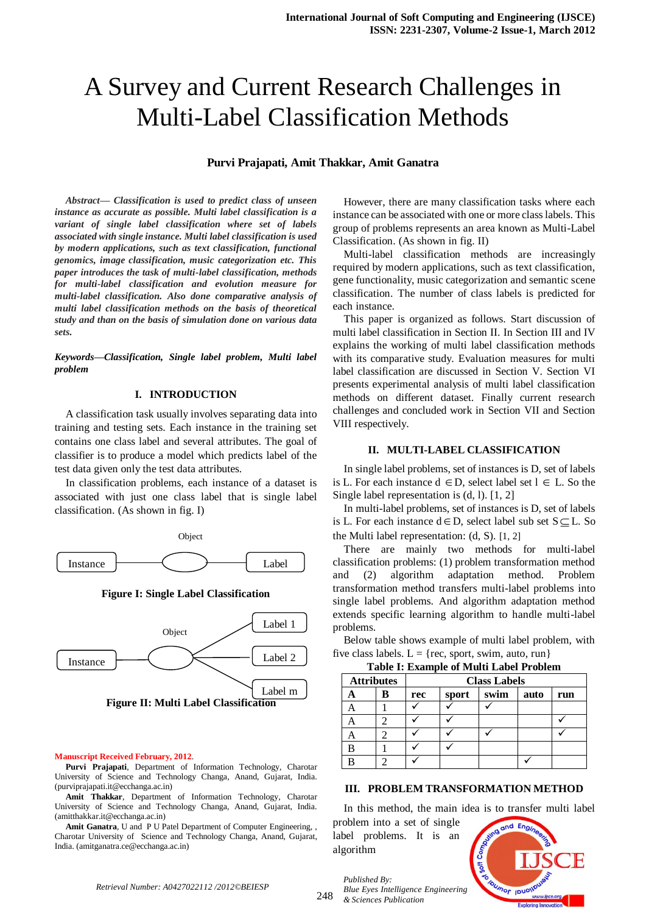# A Survey and Current Research Challenges in Multi-Label Classification Methods

**Purvi Prajapati, Amit Thakkar, Amit Ganatra**

***Abstract*— *Classification is used to predict class of unseen instance as accurate as possible. Multi label classification is a variant of single label classification where set of labels associated with single instance. Multi label classification is used by modern applications, such as text classification, functional genomics, image classification, music categorization etc. This paper introduces the task of multi-label classification, methods for multi-label classification and evolution measure for multi-label classification. Also done comparative analysis of multi label classification methods on the basis of theoretical study and than on the basis of simulation done on various data sets.***

***Keywords*—*Classification, Single label problem, Multi label problem***

## I. INTRODUCTION

A classification task usually involves separating data into training and testing sets. Each instance in the training set contains one class label and several attributes. The goal of classifier is to produce a model which predicts label of the test data given only the test data attributes.

In classification problems, each instance of a dataset is associated with just one class label that is single label classification. (As shown in fig. I)

Object

Instance — Label

**Figure I: Single Label Classification**

Object

Instance — Label 1, Label 2, Label m

**Figure II: Multi Label Classification**

However, there are many classification tasks where each instance can be associated with one or more class labels. This group of problems represents an area known as Multi-Label Classification. (As shown in fig. II)

Multi-label classification methods are increasingly required by modern applications, such as text classification, gene functionality, music categorization and semantic scene classification. The number of class labels is predicted for each instance.

This paper is organized as follows. Start discussion of multi label classification in Section II. In Section III and IV explains the working of multi label classification methods with its comparative study. Evaluation measures for multi label classification are discussed in Section V. Section VI presents experimental analysis of multi label classification methods on different dataset. Finally current research challenges and concluded work in Section VII and Section VIII respectively.

## II. MULTI-LABEL CLASSIFICATION

In single label problems, set of instances is D, set of labels is L. For each instance $d \in D$, select label set $l \in L$. So the Single label representation is (d, l). [1, 2]

In multi-label problems, set of instances is D, set of labels is L. For each instance $d \in D$, select label sub set $S \subseteq L$. So the Multi label representation: (d, S). [1, 2]

There are mainly two methods for multi-label classification problems: (1) problem transformation method and (2) algorithm adaptation method. Problem transformation method transfers multi-label problems into single label problems. And algorithm adaptation method extends specific learning algorithm to handle multi-label problems.

Below table shows example of multi label problem, with five class labels. L = {rec, sport, swim, auto, run}

**Table I: Example of Multi Label Problem**

| Attributes | | Class Labels | | | | |
|---|---|---|---|---|---|---|
| A | B | rec | sport | swim | auto | run |
| A | 1 | ✓ | ✓ | ✓ | | |
| A | 2 | ✓ | ✓ | | | ✓ |
| A | 2 | ✓ | ✓ | ✓ | | ✓ |
| B | 1 | ✓ | ✓ | | | |
| B | 2 | ✓ | | | ✓ | |

## III. PROBLEM TRANSFORMATION METHOD

In this method, the main idea is to transfer multi label problem into a set of single label problems. It is an algorithm

Manuscript Received February, 2012.

**Purvi Prajapati**, Department of Information Technology, Charotar University of Science and Technology Changa, Anand, Gujarat, India. (purviprajapati.it@ecchanga.ac.in)

**Amit Thakkar**, Department of Information Technology, Charotar University of Science and Technology Changa, Anand, Gujarat, India. (amitthakkar.it@ecchanga.ac.in)

**Amit Ganatra**, U and P U Patel Department of Computer Engineering, , Charotar University of Science and Technology Changa, Anand, Gujarat, India. (amitganatra.ce@ecchanga.ac.in)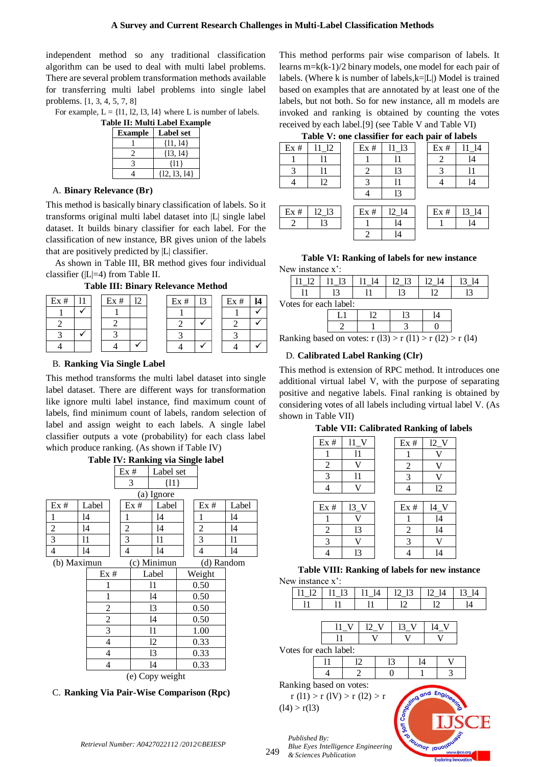independent method so any traditional classification algorithm can be used to deal with multi label problems. There are several problem transformation methods available for transferring multi label problems into single label problems. [1, 3, 4, 5, 7, 8]

For example, L = {l1, l2, l3, l4} where L is number of labels.

**Table II: Multi Label Example**

| Example | Label set |
|---|---|
| 1 | {l1, l4} |
| 2 | {l3, l4} |
| 3 | {l1} |
| 4 | {l2, l3, l4} |

### A. Binary Relevance (Br)

This method is basically binary classification of labels. So it transforms original multi label dataset into |L| single label dataset. It builds binary classifier for each label. For the classification of new instance, BR gives union of the labels that are positively predicted by |L| classifier.

As shown in Table III, BR method gives four individual classifier (|L|=4) from Table II.

**Table III: Binary Relevance Method**

| Ex # | l1 |
|---|---|
| 1 | ✓ |
| 2 | |
| 3 | ✓ |
| 4 | |

| Ex # | l2 |
|---|---|
| 1 | |
| 2 | |
| 3 | |
| 4 | ✓ |

| Ex # | l3 |
|---|---|
| 1 | |
| 2 | ✓ |
| 3 | |
| 4 | ✓ |

| Ex # | **l4** |
|---|---|
| 1 | ✓ |
| 2 | ✓ |
| 3 | |
| 4 | ✓ |

### B. Ranking Via Single Label

This method transforms the multi label dataset into single label dataset. There are different ways for transformation like ignore multi label instance, find maximum count of labels, find minimum count of labels, random selection of label and assign weight to each labels. A single label classifier outputs a vote (probability) for each class label which produce ranking. (As shown in Table IV)

**Table IV: Ranking via Single label**

| Ex # | Label set |
|---|---|
| 3 | {l1} |

(a) Ignore

| Ex # | Label |
|---|---|
| 1 | l4 |
| 2 | l4 |
| 3 | l1 |
| 4 | l4 |

(b) Maximun

| Ex # | Label |
|---|---|
| 1 | l4 |
| 2 | l4 |
| 3 | l1 |
| 4 | l4 |

(c) Minimun

| Ex # | Label |
|---|---|
| 1 | l4 |
| 2 | l4 |
| 3 | l1 |
| 4 | l4 |

(d) Random

| Ex # | Label | Weight |
|---|---|---|
| 1 | l1 | 0.50 |
| 1 | l4 | 0.50 |
| 2 | l3 | 0.50 |
| 2 | l4 | 0.50 |
| 3 | l1 | 1.00 |
| 4 | l2 | 0.33 |
| 4 | l3 | 0.33 |
| 4 | l4 | 0.33 |

(e) Copy weight

### C. Ranking Via Pair-Wise Comparison (Rpc)

This method performs pair wise comparison of labels. It learns m=k(k-1)/2 binary models, one model for each pair of labels. (Where k is number of labels,k=|L|) Model is trained based on examples that are annotated by at least one of the labels, but not both. So for new instance, all m models are invoked and ranking is obtained by counting the votes received by each label.[9] (see Table V and Table VI)

**Table V: one classifier for each pair of labels**

| Ex # | l1_l2 |
|---|---|
| 1 | l1 |
| 3 | l1 |
| 4 | l2 |

| Ex # | l1_l3 |
|---|---|
| 1 | l1 |
| 2 | l3 |
| 3 | l1 |
| 4 | l3 |

| Ex # | l1_l4 |
|---|---|
| 2 | l4 |
| 3 | l1 |
| 4 | l4 |

| Ex # | l2_l3 |
|---|---|
| 2 | l3 |

| Ex # | l2_l4 |
|---|---|
| 1 | l4 |
| 2 | l4 |

| Ex # | l3_l4 |
|---|---|
| 1 | l4 |

**Table VI: Ranking of labels for new instance**

New instance x':

| l1_l2 | l1_l3 | l1_l4 | l2_l3 | l2_l4 | l3_l4 |
|---|---|---|---|---|---|
| l1 | l3 | l1 | l3 | l2 | l3 |

Votes for each label:

| L1 | l2 | l3 | l4 |
|---|---|---|---|
| 2 | 1 | 3 | 0 |

Ranking based on votes: r (l3) > r (l1) > r (l2) > r (l4)

### D. Calibrated Label Ranking (Clr)

This method is extension of RPC method. It introduces one additional virtual label V, with the purpose of separating positive and negative labels. Final ranking is obtained by considering votes of all labels including virtual label V. (As shown in Table VII)

**Table VII: Calibrated Ranking of labels**

| Ex # | l1_V |
|---|---|
| 1 | l1 |
| 2 | V |
| 3 | l1 |
| 4 | V |

| Ex # | l2_V |
|---|---|
| 1 | V |
| 2 | V |
| 3 | V |
| 4 | l2 |

| Ex # | l3_V |
|---|---|
| 1 | V |
| 2 | l3 |
| 3 | V |
| 4 | l3 |

| Ex # | l4_V |
|---|---|
| 1 | l4 |
| 2 | l4 |
| 3 | V |
| 4 | l4 |

**Table VIII: Ranking of labels for new instance**

New instance x':

| l1_l2 | l1_l3 | l1_l4 | l2_l3 | l2_l4 | l3_l4 |
|---|---|---|---|---|---|
| l1 | l1 | l1 | l2 | l2 | l4 |

| l1_V | l2_V | l3_V | l4_V |
|---|---|---|---|
| l1 | V | V | V |

Votes for each label:

| l1 | l2 | l3 | l4 | V |
|---|---|---|---|---|
| 4 | 2 | 0 | 1 | 3 |

Ranking based on votes:

r (l1) > r (lV) > r (l2) > r (l4) > r(l3)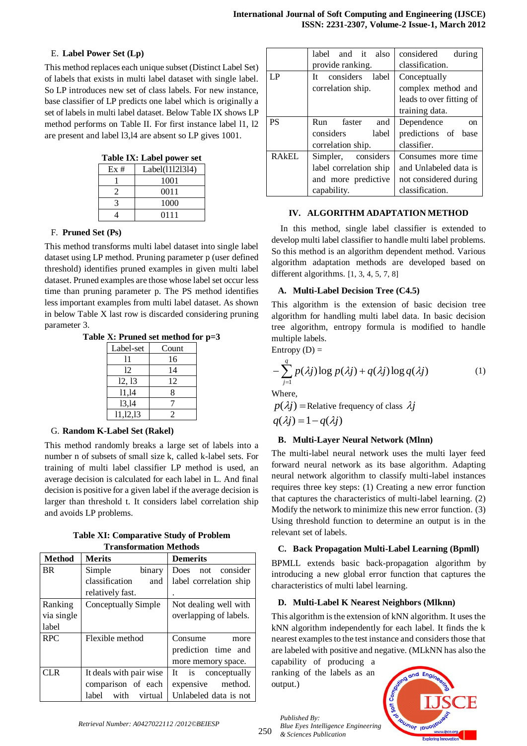### E. Label Power Set (Lp)

This method replaces each unique subset (Distinct Label Set) of labels that exists in multi label dataset with single label. So LP introduces new set of class labels. For new instance, base classifier of LP predicts one label which is originally a set of labels in multi label dataset. Below Table IX shows LP method performs on Table II. For first instance label l1, l2 are present and label l3,l4 are absent so LP gives 1001.

**Table IX: Label power set**

| Ex # | Label(l1l2l3l4) |
|---|---|
| 1 | 1001 |
| 2 | 0011 |
| 3 | 1000 |
| 4 | 0111 |

### F. Pruned Set (Ps)

This method transforms multi label dataset into single label dataset using LP method. Pruning parameter p (user defined threshold) identifies pruned examples in given multi label dataset. Pruned examples are those whose label set occur less time than pruning parameter p. The PS method identifies less important examples from multi label dataset. As shown in below Table X last row is discarded considering pruning parameter 3.

**Table X: Pruned set method for p=3**

| Label-set | Count |
|---|---|
| l1 | 16 |
| l2 | 14 |
| l2, l3 | 12 |
| l1,l4 | 8 |
| l3,l4 | 7 |
| l1,l2,l3 | 2 |

### G. Random K-Label Set (Rakel)

This method randomly breaks a large set of labels into a number n of subsets of small size k, called k-label sets. For training of multi label classifier LP method is used, an average decision is calculated for each label in L. And final decision is positive for a given label if the average decision is larger than threshold t. It considers label correlation ship and avoids LP problems.

**Table XI: Comparative Study of Problem Transformation Methods**

| Method | Merits | Demerits |
|---|---|---|
| BR | Simple binary classification and relatively fast. | Does not consider label correlation ship . |
| Ranking via single label | Conceptually Simple | Not dealing well with overlapping of labels. |
| RPC | Flexible method | Consume more prediction time and more memory space. |
| CLR | It deals with pair wise comparison of each label with virtual label and it also provide ranking. | It is conceptually expensive method. Unlabeled data is not considered during classification. |
| LP | It considers label correlation ship. | Conceptually complex method and leads to over fitting of training data. |
| PS | Run faster and considers label correlation ship. | Dependence on predictions of base classifier. |
| RAkEL | Simpler, considers label correlation ship and more predictive capability. | Consumes more time and Unlabeled data is not considered during classification. |

## IV. ALGORITHM ADAPTATION METHOD

In this method, single label classifier is extended to develop multi label classifier to handle multi label problems. So this method is an algorithm dependent method. Various algorithm adaptation methods are developed based on different algorithms. [1, 3, 4, 5, 7, 8]

### A. Multi-Label Decision Tree (C4.5)

This algorithm is the extension of basic decision tree algorithm for handling multi label data. In basic decision tree algorithm, entropy formula is modified to handle multiple labels.

Entropy (D) =

$$-\sum_{j=1}^{q} p(\lambda j)\log p(\lambda j) + q(\lambda j)\log q(\lambda j) \tag{1}$$

Where,

$p(\lambda j)$ = Relative frequency of class $\lambda j$

$q(\lambda j) = 1 - q(\lambda j)$

### B. Multi-Layer Neural Network (Mlnn)

The multi-label neural network uses the multi layer feed forward neural network as its base algorithm. Adapting neural network algorithm to classify multi-label instances requires three key steps: (1) Creating a new error function that captures the characteristics of multi-label learning. (2) Modify the network to minimize this new error function. (3) Using threshold function to determine an output is in the relevant set of labels.

### C. Back Propagation Multi-Label Learning (Bpmll)

BPMLL extends basic back-propagation algorithm by introducing a new global error function that captures the characteristics of multi label learning.

### D. Multi-Label K Nearest Neighbors (Mlknn)

This algorithm is the extension of kNN algorithm. It uses the kNN algorithm independently for each label. It finds the k nearest examples to the test instance and considers those that are labeled with positive and negative. (MLkNN has also the capability of producing a ranking of the labels as an output.)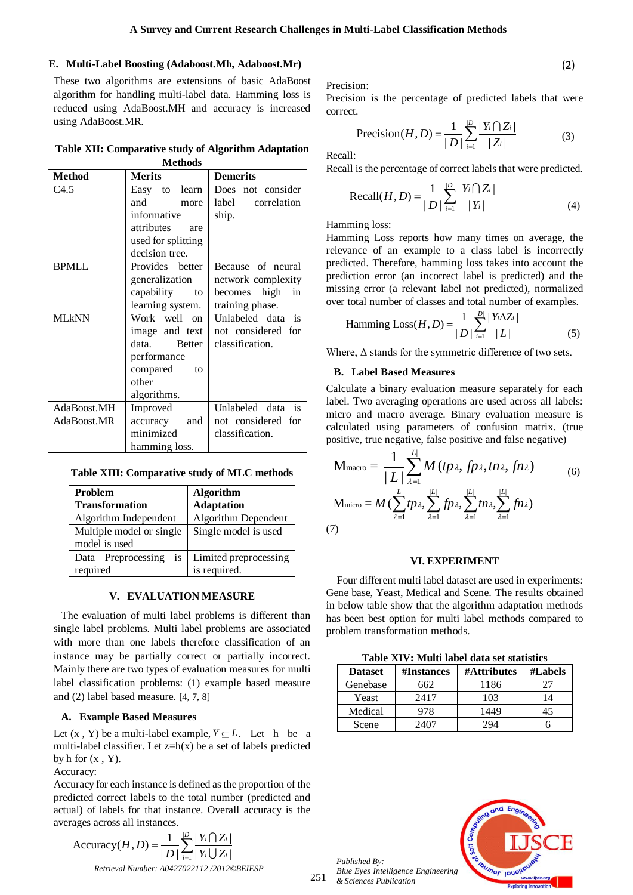### E. Multi-Label Boosting (Adaboost.Mh, Adaboost.Mr)

These two algorithms are extensions of basic AdaBoost algorithm for handling multi-label data. Hamming loss is reduced using AdaBoost.MH and accuracy is increased using AdaBoost.MR.

**Table XII: Comparative study of Algorithm Adaptation Methods**

| Method | Merits | Demerits |
|---|---|---|
| C4.5 | Easy to learn and more informative attributes are used for splitting decision tree. | Does not consider label correlation ship. |
| BPMLL | Provides better generalization capability to learning system. | Because of neural network complexity becomes high in training phase. |
| MLkNN | Work well on image and text data. Better performance compared to other algorithms. | Unlabeled data is not considered for classification. |
| AdaBoost.MH AdaBoost.MR | Improved accuracy and minimized hamming loss. | Unlabeled data is not considered for classification. |

**Table XIII: Comparative study of MLC methods**

| Problem Transformation | Algorithm Adaptation |
|---|---|
| Algorithm Independent | Algorithm Dependent |
| Multiple model or single model is used | Single model is used |
| Data Preprocessing is required | Limited preprocessing is required. |

## V. EVALUATION MEASURE

The evaluation of multi label problems is different than single label problems. Multi label problems are associated with more than one labels therefore classification of an instance may be partially correct or partially incorrect. Mainly there are two types of evaluation measures for multi label classification problems: (1) example based measure and (2) label based measure. [4, 7, 8]

### A. Example Based Measures

Let (x , Y) be a multi-label example, $Y \subseteq L$. Let h be a multi-label classifier. Let z=h(x) be a set of labels predicted by h for (x , Y).

Accuracy:

Accuracy for each instance is defined as the proportion of the predicted correct labels to the total number (predicted and actual) of labels for that instance. Overall accuracy is the averages across all instances.

$$\text{Accuracy}(H, D) = \frac{1}{|D|}\sum_{i=1}^{|D|}\frac{|Y_i \cap Z_i|}{|Y_i \cup Z_i|} \quad (2)$$

Precision:

Precision is the percentage of predicted labels that were correct.

$$\text{Precision}(H, D) = \frac{1}{|D|}\sum_{i=1}^{|D|}\frac{|Y_i \cap Z_i|}{|Z_i|} \quad (3)$$

Recall:

Recall is the percentage of correct labels that were predicted.

$$\text{Recall}(H, D) = \frac{1}{|D|}\sum_{i=1}^{|D|}\frac{|Y_i \cap Z_i|}{|Y_i|} \quad (4)$$

Hamming loss:

Hamming Loss reports how many times on average, the relevance of an example to a class label is incorrectly predicted. Therefore, hamming loss takes into account the prediction error (an incorrect label is predicted) and the missing error (a relevant label not predicted), normalized over total number of classes and total number of examples.

$$\text{Hamming Loss}(H, D) = \frac{1}{|D|}\sum_{i=1}^{|D|}\frac{|Y_i \Delta Z_i|}{|L|} \quad (5)$$

Where, $\Delta$ stands for the symmetric difference of two sets.

### B. Label Based Measures

Calculate a binary evaluation measure separately for each label. Two averaging operations are used across all labels: micro and macro average. Binary evaluation measure is calculated using parameters of confusion matrix. (true positive, true negative, false positive and false negative)

$$M_{macro} = \frac{1}{|L|}\sum_{\lambda=1}^{|L|} M(tp_\lambda, fp_\lambda, tn_\lambda, fn_\lambda) \quad (6)$$

$$M_{micro} = M\left(\sum_{\lambda=1}^{|L|} tp_\lambda, \sum_{\lambda=1}^{|L|} fp_\lambda, \sum_{\lambda=1}^{|L|} tn_\lambda, \sum_{\lambda=1}^{|L|} fn_\lambda\right) \quad (7)$$

## VI. EXPERIMENT

Four different multi label dataset are used in experiments: Gene base, Yeast, Medical and Scene. The results obtained in below table show that the algorithm adaptation methods has been best option for multi label methods compared to problem transformation methods.

**Table XIV: Multi label data set statistics**

| Dataset | #Instances | #Attributes | #Labels |
|---|---|---|---|
| Genebase | 662 | 1186 | 27 |
| Yeast | 2417 | 103 | 14 |
| Medical | 978 | 1449 | 45 |
| Scene | 2407 | 294 | 6 |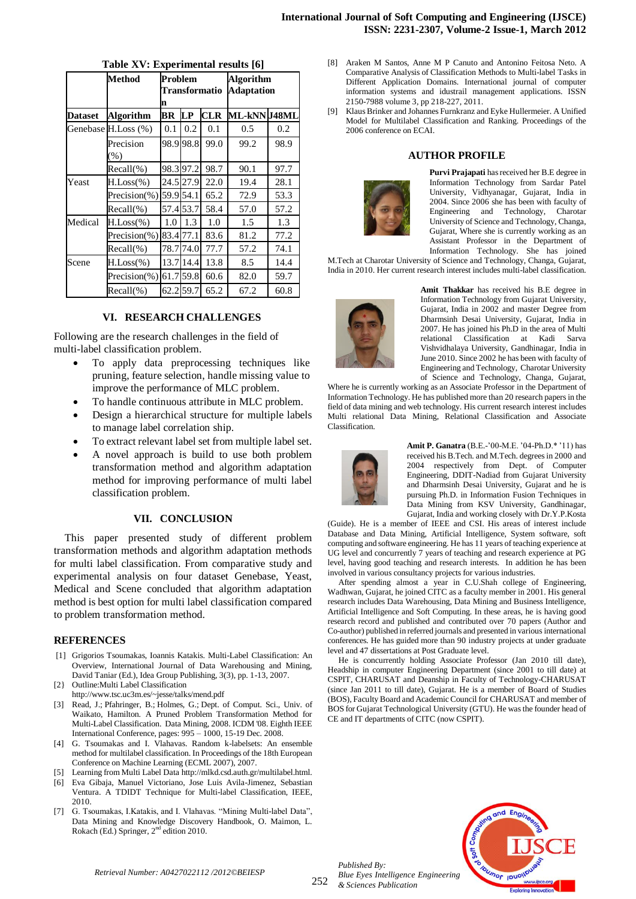**Table XV: Experimental results [6]**

| | Method | Problem Transformation | | | Algorithm Adaptation | |
|---|---|---|---|---|---|---|
| **Dataset** | **Algorithm** | **BR** | **LP** | **CLR** | **ML-kNN** | **J48ML** |
| Genebase | H.Loss (%) | 0.1 | 0.2 | 0.1 | 0.5 | 0.2 |
| | Precision (%) | 98.9 | 98.8 | 99.0 | 99.2 | 98.9 |
| | Recall(%) | 98.3 | 97.2 | 98.7 | 90.1 | 97.7 |
| Yeast | H.Loss(%) | 24.5 | 27.9 | 22.0 | 19.4 | 28.1 |
| | Precision(%) | 59.9 | 54.1 | 65.2 | 72.9 | 53.3 |
| | Recall(%) | 57.4 | 53.7 | 58.4 | 57.0 | 57.2 |
| Medical | H.Loss(%) | 1.0 | 1.3 | 1.0 | 1.5 | 1.3 |
| | Precision(%) | 83.4 | 77.1 | 83.6 | 81.2 | 77.2 |
| | Recall(%) | 78.7 | 74.0 | 77.7 | 57.2 | 74.1 |
| Scene | H.Loss(%) | 13.7 | 14.4 | 13.8 | 8.5 | 14.4 |
| | Precision(%) | 61.7 | 59.8 | 60.6 | 82.0 | 59.7 |
| | Recall(%) | 62.2 | 59.7 | 65.2 | 67.2 | 60.8 |

## VI. RESEARCH CHALLENGES

Following are the research challenges in the field of multi-label classification problem.

- To apply data preprocessing techniques like pruning, feature selection, handle missing value to improve the performance of MLC problem.
- To handle continuous attribute in MLC problem.
- Design a hierarchical structure for multiple labels to manage label correlation ship.
- To extract relevant label set from multiple label set.
- A novel approach is build to use both problem transformation method and algorithm adaptation method for improving performance of multi label classification problem.

## VII. CONCLUSION

This paper presented study of different problem transformation methods and algorithm adaptation methods for multi label classification. From comparative study and experimental analysis on four dataset Genebase, Yeast, Medical and Scene concluded that algorithm adaptation method is best option for multi label classification compared to problem transformation method.

## REFERENCES

[1] Grigorios Tsoumakas, Ioannis Katakis. Multi-Label Classification: An Overview, International Journal of Data Warehousing and Mining, David Taniar (Ed.), Idea Group Publishing, 3(3), pp. 1-13, 2007.

[2] Outline:Multi Label Classification http://www.tsc.uc3m.es/~jesse/talks/mend.pdf

[3] Read, J.; Pfahringer, B.; Holmes, G.; Dept. of Comput. Sci., Univ. of Waikato, Hamilton. A Pruned Problem Transformation Method for Multi-Label Classification. Data Mining, 2008. ICDM '08. Eighth IEEE International Conference, pages: 995 – 1000, 15-19 Dec. 2008.

[4] G. Tsoumakas and I. Vlahavas. Random k-labelsets: An ensemble method for multilabel classification. In Proceedings of the 18th European Conference on Machine Learning (ECML 2007), 2007.

[5] Learning from Multi Label Data http://mlkd.csd.auth.gr/multilabel.html.

[6] Eva Gibaja, Manuel Victoriano, Jose Luis Avila-Jimenez, Sebastian Ventura. A TDIDT Technique for Multi-Label Classification, IEEE, 2010.

[7] G. Tsoumakas, I.Katakis, and I. Vlahavas. "Mining Multi-label Data", Data Mining and Knowledge Discovery Handbook, O. Maimon, L. Rokach (Ed.) Springer, 2nd edition 2010.

[8] Araken M Santos, Anne M P Canuto and Antonino Feitosa Neto. A Comparative Analysis of Classification Methods to Multi-label Tasks in Different Application Domains. International journal of computer information systems and idustrail management applications. ISSN 2150-7988 volume 3, pp 218-227, 2011.

[9] Klaus Brinker and Johannes Furnkranz and Eyke Hullermeier. A Unified Model for Multilabel Classification and Ranking. Proceedings of the 2006 conference on ECAI.

## AUTHOR PROFILE

**Purvi Prajapati** has received her B.E degree in Information Technology from Sardar Patel University, Vidhyanagar, Gujarat, India in 2004. Since 2006 she has been with faculty of Engineering and Technology, Charotar University of Science and Technology, Changa, Gujarat, Where she is currently working as an Assistant Professor in the Department of Information Technology. She has joined M.Tech at Charotar University of Science and Technology, Changa, Gujarat, India in 2010. Her current research interest includes multi-label classification.

**Amit Thakkar** has received his B.E degree in Information Technology from Gujarat University, Gujarat, India in 2002 and master Degree from Dharmsinh Desai University, Gujarat, India in 2007. He has joined his Ph.D in the area of Multi relational Classification at Kadi Sarva Vishwavidyalaya University, Gandhinagar, India in June 2010. Since 2002 he has been with faculty of Engineering and Technology, Charotar University of Science and Technology, Changa, Gujarat, Where he is currently working as an Associate Professor in the Department of Information Technology. He has published more than 20 research papers in the field of data mining and web technology. His current research interest includes Multi relational Data Mining, Relational Classification and Associate Classification.

**Amit P. Ganatra** (B.E.-'00-M.E. '04-Ph.D.* '11) has received his B.Tech. and M.Tech. degrees in 2000 and 2004 respectively from Dept. of Computer Engineering, DDIT-Nadiad from Gujarat University and Dharmsinh Desai University, Gujarat and he is pursuing Ph.D. in Information Fusion Techniques in Data Mining from KSV University, Gandhinagar, Gujarat, India and working closely with Dr.Y.P.Kosta (Guide). He is a member of IEEE and CSI. His areas of interest include Database and Data Mining, Artificial Intelligence, System software, soft computing and software engineering. He has 11 years of teaching experience at UG level and concurrently 7 years of teaching and research experience at PG level, having good teaching and research interests. In addition he has been involved in various consultancy projects for various industries.

After spending almost a year in C.U.Shah college of Engineering, Wadhwan, Gujarat, he joined CITC as a faculty member in 2001. His general research includes Data Warehousing, Data Mining and Business Intelligence, Artificial Intelligence and Soft Computing. In these areas, he is having good research record and published and contributed over 70 papers (Author and Co-author) published in referred journals and presented in various international conferences. He has guided more than 90 industry projects at under graduate level and 47 dissertations at Post Graduate level.

He is concurrently holding Associate Professor (Jan 2010 till date), Headship in computer Engineering Department (since 2001 to till date) at CSPIT, CHARUSAT and Deanship in Faculty of Technology-CHARUSAT (since Jan 2011 to till date), Gujarat. He is a member of Board of Studies (BOS), Faculty Board and Academic Council for CHARUSAT and member of BOS for Gujarat Technological University (GTU). He was the founder head of CE and IT departments of CITC (now CSPIT).